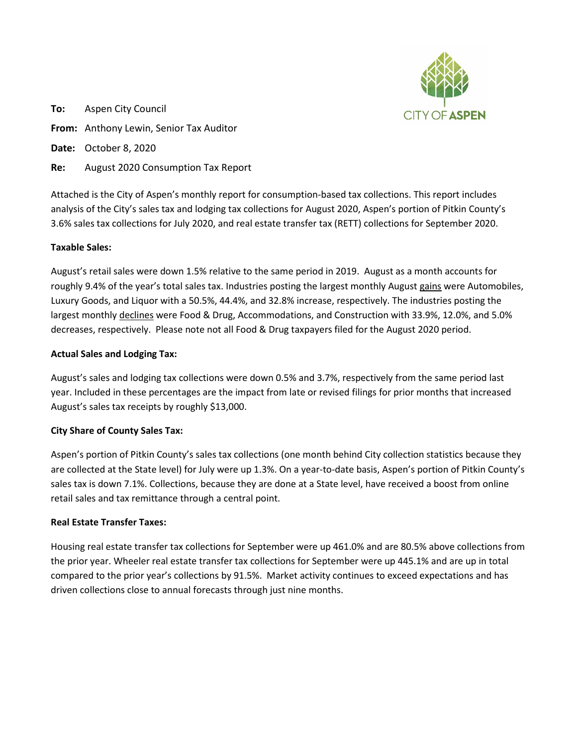**To:** Aspen City Council

**From:** Anthony Lewin, Senior Tax Auditor

**Date:** October 8, 2020

**Re:** August 2020 Consumption Tax Report

Attached is the City of Aspen's monthly report for consumption-based tax collections. This report includes analysis of the City's sales tax and lodging tax collections for August 2020, Aspen's portion of Pitkin County's 3.6% sales tax collections for July 2020, and real estate transfer tax (RETT) collections for September 2020.

**Taxable Sales:**

August's retail sales were down 1.5% relative to the same period in 2019. August as a month accounts for roughly 9.4% of the year's total sales tax. Industries posting the largest monthly August gains were Automobiles, Luxury Goods, and Liquor with a 50.5%, 44.4%, and 32.8% increase, respectively. The industries posting the largest monthly declines were Food & Drug, Accommodations, and Construction with 33.9%, 12.0%, and 5.0% decreases, respectively. Please note not all Food & Drug taxpayers filed for the August 2020 period.

**Actual Sales and Lodging Tax:**

August's sales and lodging tax collections were down 0.5% and 3.7%, respectively from the same period last year. Included in these percentages are the impact from late or revised filings for prior months that increased August's sales tax receipts by roughly $13,000.

**City Share of County Sales Tax:**

Aspen's portion of Pitkin County's sales tax collections (one month behind City collection statistics because they are collected at the State level) for July were up 1.3%. On a year-to-date basis, Aspen's portion of Pitkin County's sales tax is down 7.1%. Collections, because they are done at a State level, have received a boost from online retail sales and tax remittance through a central point.

**Real Estate Transfer Taxes:**

Housing real estate transfer tax collections for September were up 461.0% and are 80.5% above collections from the prior year. Wheeler real estate transfer tax collections for September were up 445.1% and are up in total compared to the prior year's collections by 91.5%. Market activity continues to exceed expectations and has driven collections close to annual forecasts through just nine months.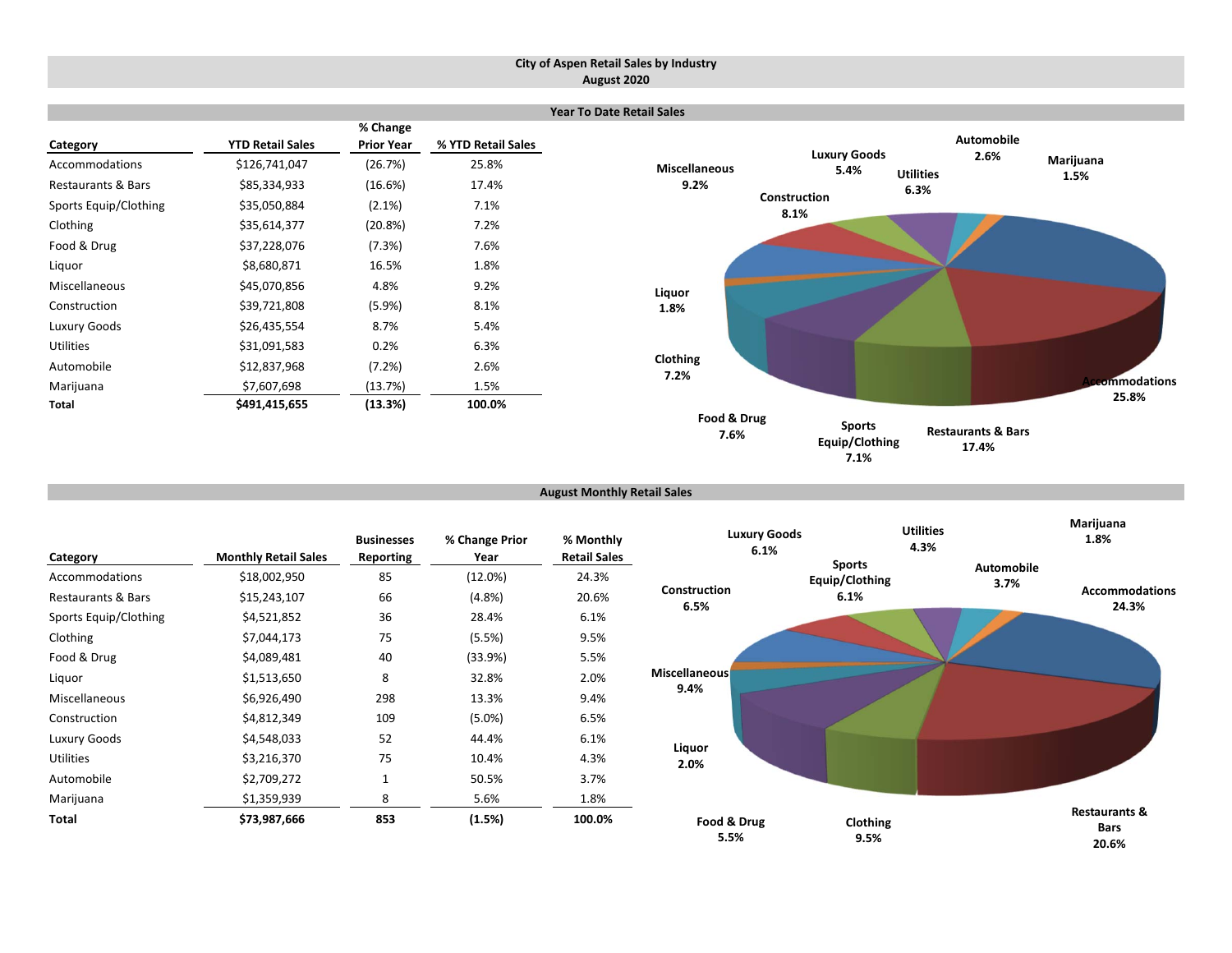# City of Aspen Retail Sales by Industry
## August 2020

### Year To Date Retail Sales

| Category | YTD Retail Sales | % Change Prior Year | % YTD Retail Sales |
|---|---|---|---|
| Accommodations | $126,741,047 | (26.7%) | 25.8% |
| Restaurants & Bars | $85,334,933 | (16.6%) | 17.4% |
| Sports Equip/Clothing | $35,050,884 | (2.1%) | 7.1% |
| Clothing | $35,614,377 | (20.8%) | 7.2% |
| Food & Drug | $37,228,076 | (7.3%) | 7.6% |
| Liquor | $8,680,871 | 16.5% | 1.8% |
| Miscellaneous | $45,070,856 | 4.8% | 9.2% |
| Construction | $39,721,808 | (5.9%) | 8.1% |
| Luxury Goods | $26,435,554 | 8.7% | 5.4% |
| Utilities | $31,091,583 | 0.2% | 6.3% |
| Automobile | $12,837,968 | (7.2%) | 2.6% |
| Marijuana | $7,607,698 | (13.7%) | 1.5% |
| **Total** | **$491,415,655** | **(13.3%)** | **100.0%** |

### August Monthly Retail Sales

| Category | Monthly Retail Sales | Businesses Reporting | % Change Prior Year | % Monthly Retail Sales |
|---|---|---|---|---|
| Accommodations | $18,002,950 | 85 | (12.0%) | 24.3% |
| Restaurants & Bars | $15,243,107 | 66 | (4.8%) | 20.6% |
| Sports Equip/Clothing | $4,521,852 | 36 | 28.4% | 6.1% |
| Clothing | $7,044,173 | 75 | (5.5%) | 9.5% |
| Food & Drug | $4,089,481 | 40 | (33.9%) | 5.5% |
| Liquor | $1,513,650 | 8 | 32.8% | 2.0% |
| Miscellaneous | $6,926,490 | 298 | 13.3% | 9.4% |
| Construction | $4,812,349 | 109 | (5.0%) | 6.5% |
| Luxury Goods | $4,548,033 | 52 | 44.4% | 6.1% |
| Utilities | $3,216,370 | 75 | 10.4% | 4.3% |
| Automobile | $2,709,272 | 1 | 50.5% | 3.7% |
| Marijuana | $1,359,939 | 8 | 5.6% | 1.8% |
| **Total** | **$73,987,666** | **853** | **(1.5%)** | **100.0%** |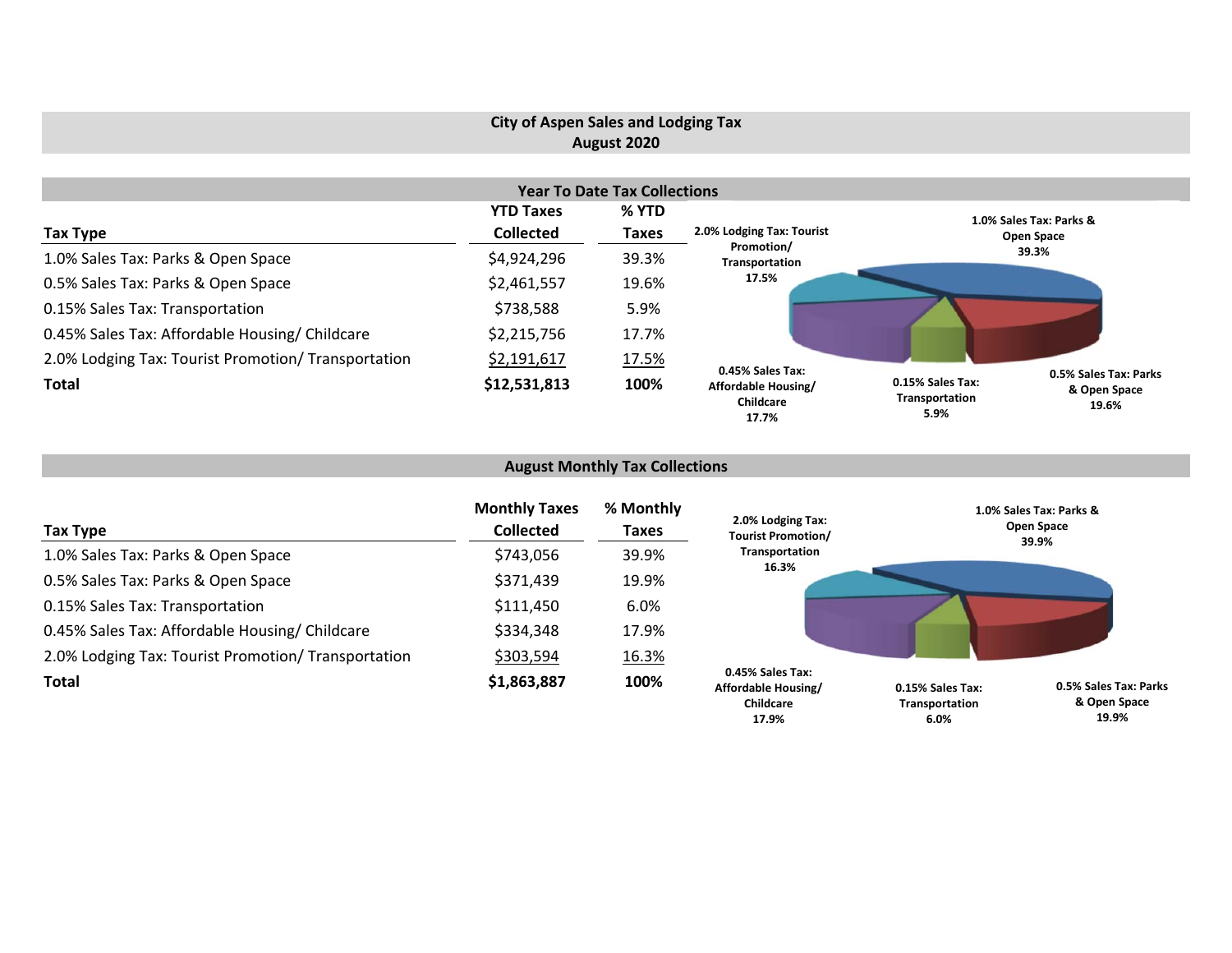# City of Aspen Sales and Lodging Tax
## August 2020

### Year To Date Tax Collections

| Tax Type | YTD Taxes Collected | % YTD Taxes |
|---|---|---|
| 1.0% Sales Tax: Parks & Open Space | $4,924,296 | 39.3% |
| 0.5% Sales Tax: Parks & Open Space | $2,461,557 | 19.6% |
| 0.15% Sales Tax: Transportation | $738,588 | 5.9% |
| 0.45% Sales Tax: Affordable Housing/ Childcare | $2,215,756 | 17.7% |
| 2.0% Lodging Tax: Tourist Promotion/ Transportation | $2,191,617 | 17.5% |
| **Total** | **$12,531,813** | **100%** |

2.0% Lodging Tax: Tourist Promotion/ Transportation 17.5%

1.0% Sales Tax: Parks & Open Space 39.3%

0.45% Sales Tax: Affordable Housing/ Childcare 17.7%

0.15% Sales Tax: Transportation 5.9%

0.5% Sales Tax: Parks & Open Space 19.6%

### August Monthly Tax Collections

| Tax Type | Monthly Taxes Collected | % Monthly Taxes |
|---|---|---|
| 1.0% Sales Tax: Parks & Open Space | $743,056 | 39.9% |
| 0.5% Sales Tax: Parks & Open Space | $371,439 | 19.9% |
| 0.15% Sales Tax: Transportation | $111,450 | 6.0% |
| 0.45% Sales Tax: Affordable Housing/ Childcare | $334,348 | 17.9% |
| 2.0% Lodging Tax: Tourist Promotion/ Transportation | $303,594 | 16.3% |
| **Total** | **$1,863,887** | **100%** |

2.0% Lodging Tax: Tourist Promotion/ Transportation 16.3%

1.0% Sales Tax: Parks & Open Space 39.9%

0.45% Sales Tax: Affordable Housing/ Childcare 17.9%

0.15% Sales Tax: Transportation 6.0%

0.5% Sales Tax: Parks & Open Space 19.9%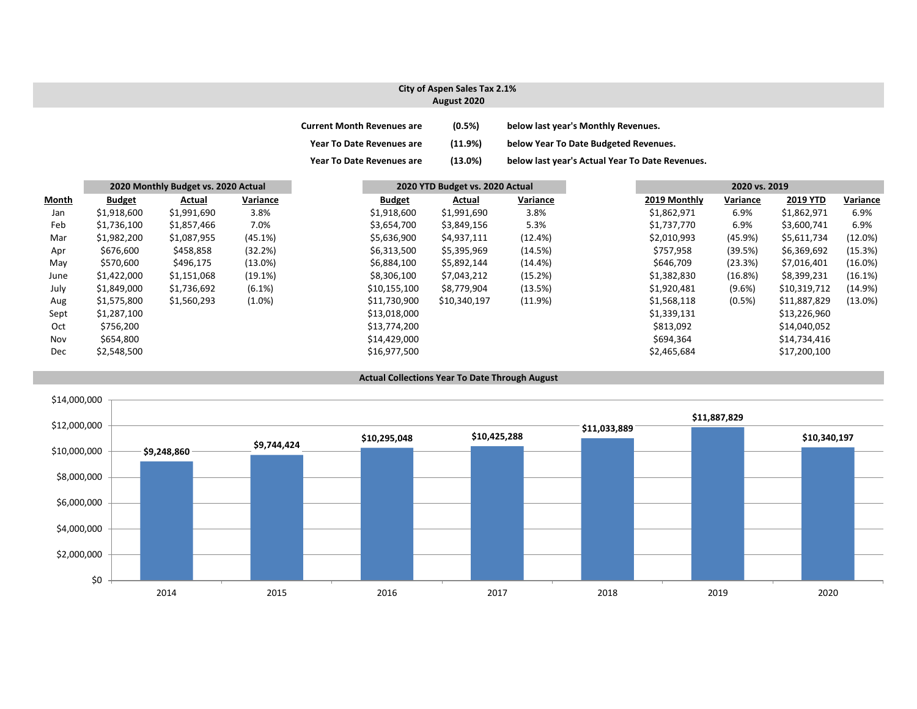## City of Aspen Sales Tax 2.1%
### August 2020

| | | |
|---|---|---|
| **Current Month Revenues are** | **(0.5%)** | **below last year's Monthly Revenues.** |
| **Year To Date Revenues are** | **(11.9%)** | **below Year To Date Budgeted Revenues.** |
| **Year To Date Revenues are** | **(13.0%)** | **below last year's Actual Year To Date Revenues.** |

| | 2020 Monthly Budget vs. 2020 Actual | | | 2020 YTD Budget vs. 2020 Actual | | | 2020 vs. 2019 | | | |
|---|---|---|---|---|---|---|---|---|---|---|
| **Month** | **Budget** | **Actual** | **Variance** | **Budget** | **Actual** | **Variance** | **2019 Monthly** | **Variance** | **2019 YTD** | **Variance** |
| Jan | $1,918,600 | $1,991,690 | 3.8% | $1,918,600 | $1,991,690 | 3.8% | $1,862,971 | 6.9% | $1,862,971 | 6.9% |
| Feb | $1,736,100 | $1,857,466 | 7.0% | $3,654,700 | $3,849,156 | 5.3% | $1,737,770 | 6.9% | $3,600,741 | 6.9% |
| Mar | $1,982,200 | $1,087,955 | (45.1%) | $5,636,900 | $4,937,111 | (12.4%) | $2,010,993 | (45.9%) | $5,611,734 | (12.0%) |
| Apr | $676,600 | $458,858 | (32.2%) | $6,313,500 | $5,395,969 | (14.5%) | $757,958 | (39.5%) | $6,369,692 | (15.3%) |
| May | $570,600 | $496,175 | (13.0%) | $6,884,100 | $5,892,144 | (14.4%) | $646,709 | (23.3%) | $7,016,401 | (16.0%) |
| June | $1,422,000 | $1,151,068 | (19.1%) | $8,306,100 | $7,043,212 | (15.2%) | $1,382,830 | (16.8%) | $8,399,231 | (16.1%) |
| July | $1,849,000 | $1,736,692 | (6.1%) | $10,155,100 | $8,779,904 | (13.5%) | $1,920,481 | (9.6%) | $10,319,712 | (14.9%) |
| Aug | $1,575,800 | $1,560,293 | (1.0%) | $11,730,900 | $10,340,197 | (11.9%) | $1,568,118 | (0.5%) | $11,887,829 | (13.0%) |
| Sept | $1,287,100 | | | $13,018,000 | | | $1,339,131 | | $13,226,960 | |
| Oct | $756,200 | | | $13,774,200 | | | $813,092 | | $14,040,052 | |
| Nov | $654,800 | | | $14,429,000 | | | $694,364 | | $14,734,416 | |
| Dec | $2,548,500 | | | $16,977,500 | | | $2,465,684 | | $17,200,100 | |

### Actual Collections Year To Date Through August

| Year | Collections |
|---|---|
| 2014 | $9,248,860 |
| 2015 | $9,744,424 |
| 2016 | $10,295,048 |
| 2017 | $10,425,288 |
| 2018 | $11,033,889 |
| 2019 | $11,887,829 |
| 2020 | $10,340,197 |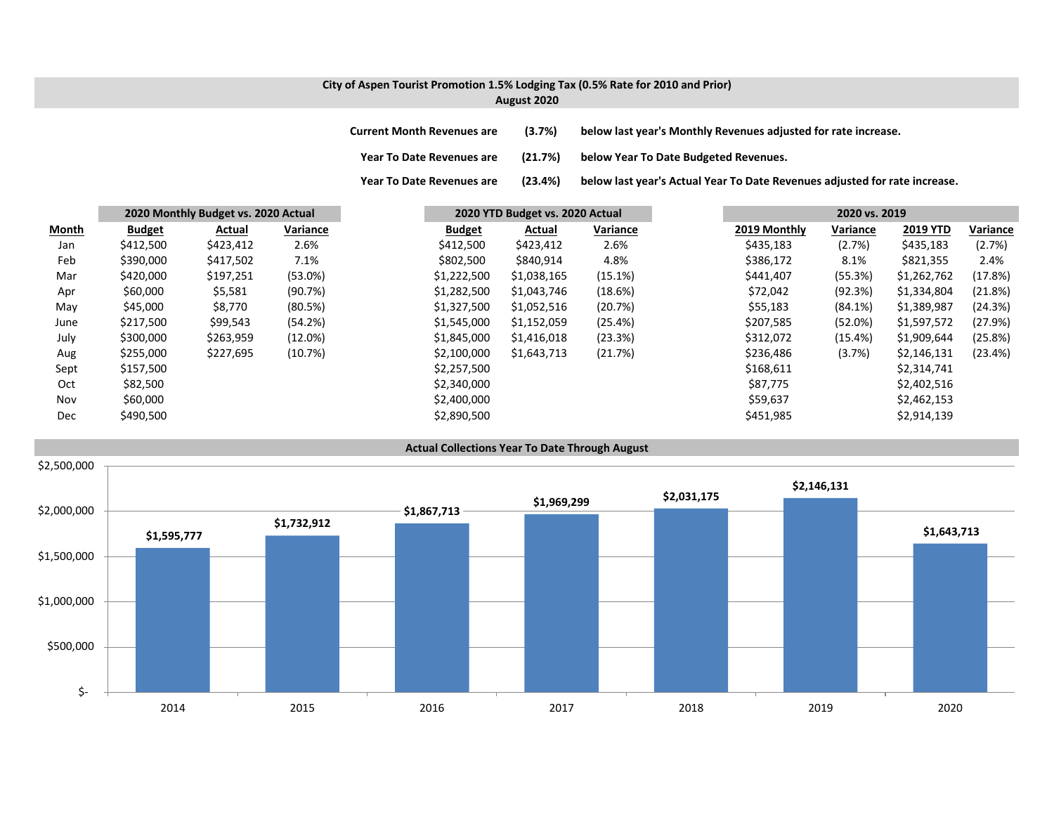## City of Aspen Tourist Promotion 1.5% Lodging Tax (0.5% Rate for 2010 and Prior)
### August 2020

**Current Month Revenues are (3.7%) below last year's Monthly Revenues adjusted for rate increase.**

**Year To Date Revenues are (21.7%) below Year To Date Budgeted Revenues.**

**Year To Date Revenues are (23.4%) below last year's Actual Year To Date Revenues adjusted for rate increase.**

| | 2020 Monthly Budget vs. 2020 Actual | | | 2020 YTD Budget vs. 2020 Actual | | | 2020 vs. 2019 | | | |
|---|---|---|---|---|---|---|---|---|---|---|
| **Month** | **Budget** | **Actual** | **Variance** | **Budget** | **Actual** | **Variance** | **2019 Monthly** | **Variance** | **2019 YTD** | **Variance** |
| Jan | $412,500 | $423,412 | 2.6% | $412,500 | $423,412 | 2.6% | $435,183 | (2.7%) | $435,183 | (2.7%) |
| Feb | $390,000 | $417,502 | 7.1% | $802,500 | $840,914 | 4.8% | $386,172 | 8.1% | $821,355 | 2.4% |
| Mar | $420,000 | $197,251 | (53.0%) | $1,222,500 | $1,038,165 | (15.1%) | $441,407 | (55.3%) | $1,262,762 | (17.8%) |
| Apr | $60,000 | $5,581 | (90.7%) | $1,282,500 | $1,043,746 | (18.6%) | $72,042 | (92.3%) | $1,334,804 | (21.8%) |
| May | $45,000 | $8,770 | (80.5%) | $1,327,500 | $1,052,516 | (20.7%) | $55,183 | (84.1%) | $1,389,987 | (24.3%) |
| June | $217,500 | $99,543 | (54.2%) | $1,545,000 | $1,152,059 | (25.4%) | $207,585 | (52.0%) | $1,597,572 | (27.9%) |
| July | $300,000 | $263,959 | (12.0%) | $1,845,000 | $1,416,018 | (23.3%) | $312,072 | (15.4%) | $1,909,644 | (25.8%) |
| Aug | $255,000 | $227,695 | (10.7%) | $2,100,000 | $1,643,713 | (21.7%) | $236,486 | (3.7%) | $2,146,131 | (23.4%) |
| Sept | $157,500 | | | $2,257,500 | | | $168,611 | | $2,314,741 | |
| Oct | $82,500 | | | $2,340,000 | | | $87,775 | | $2,402,516 | |
| Nov | $60,000 | | | $2,400,000 | | | $59,637 | | $2,462,153 | |
| Dec | $490,500 | | | $2,890,500 | | | $451,985 | | $2,914,139 | |

### Actual Collections Year To Date Through August

| Year | Amount |
|---|---|
| 2014 | $1,595,777 |
| 2015 | $1,732,912 |
| 2016 | $1,867,713 |
| 2017 | $1,969,299 |
| 2018 | $2,031,175 |
| 2019 | $2,146,131 |
| 2020 | $1,643,713 |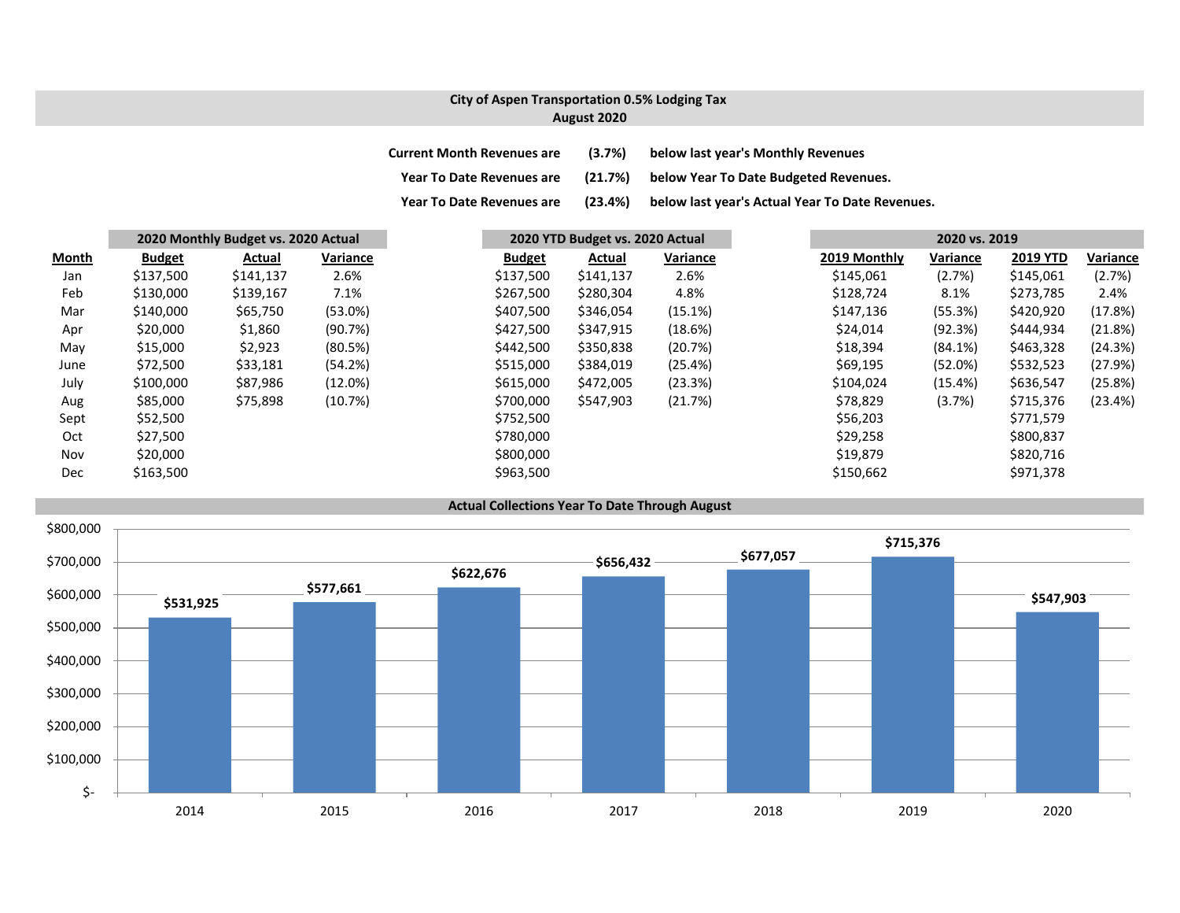## City of Aspen Transportation 0.5% Lodging Tax
## August 2020

**Current Month Revenues are (3.7%) below last year's Monthly Revenues**

**Year To Date Revenues are (21.7%) below Year To Date Budgeted Revenues.**

**Year To Date Revenues are (23.4%) below last year's Actual Year To Date Revenues.**

| | 2020 Monthly Budget vs. 2020 Actual | | | 2020 YTD Budget vs. 2020 Actual | | | 2020 vs. 2019 | | | |
|---|---|---|---|---|---|---|---|---|---|---|
| **Month** | **Budget** | **Actual** | **Variance** | **Budget** | **Actual** | **Variance** | **2019 Monthly** | **Variance** | **2019 YTD** | **Variance** |
| Jan | $137,500 | $141,137 | 2.6% | $137,500 | $141,137 | 2.6% | $145,061 | (2.7%) | $145,061 | (2.7%) |
| Feb | $130,000 | $139,167 | 7.1% | $267,500 | $280,304 | 4.8% | $128,724 | 8.1% | $273,785 | 2.4% |
| Mar | $140,000 | $65,750 | (53.0%) | $407,500 | $346,054 | (15.1%) | $147,136 | (55.3%) | $420,920 | (17.8%) |
| Apr | $20,000 | $1,860 | (90.7%) | $427,500 | $347,915 | (18.6%) | $24,014 | (92.3%) | $444,934 | (21.8%) |
| May | $15,000 | $2,923 | (80.5%) | $442,500 | $350,838 | (20.7%) | $18,394 | (84.1%) | $463,328 | (24.3%) |
| June | $72,500 | $33,181 | (54.2%) | $515,000 | $384,019 | (25.4%) | $69,195 | (52.0%) | $532,523 | (27.9%) |
| July | $100,000 | $87,986 | (12.0%) | $615,000 | $472,005 | (23.3%) | $104,024 | (15.4%) | $636,547 | (25.8%) |
| Aug | $85,000 | $75,898 | (10.7%) | $700,000 | $547,903 | (21.7%) | $78,829 | (3.7%) | $715,376 | (23.4%) |
| Sept | $52,500 | | | $752,500 | | | $56,203 | | $771,579 | |
| Oct | $27,500 | | | $780,000 | | | $29,258 | | $800,837 | |
| Nov | $20,000 | | | $800,000 | | | $19,879 | | $820,716 | |
| Dec | $163,500 | | | $963,500 | | | $150,662 | | $971,378 | |

### Actual Collections Year To Date Through August

| Year | Amount |
|---|---|
| 2014 | $531,925 |
| 2015 | $577,661 |
| 2016 | $622,676 |
| 2017 | $656,432 |
| 2018 | $677,057 |
| 2019 | $715,376 |
| 2020 | $547,903 |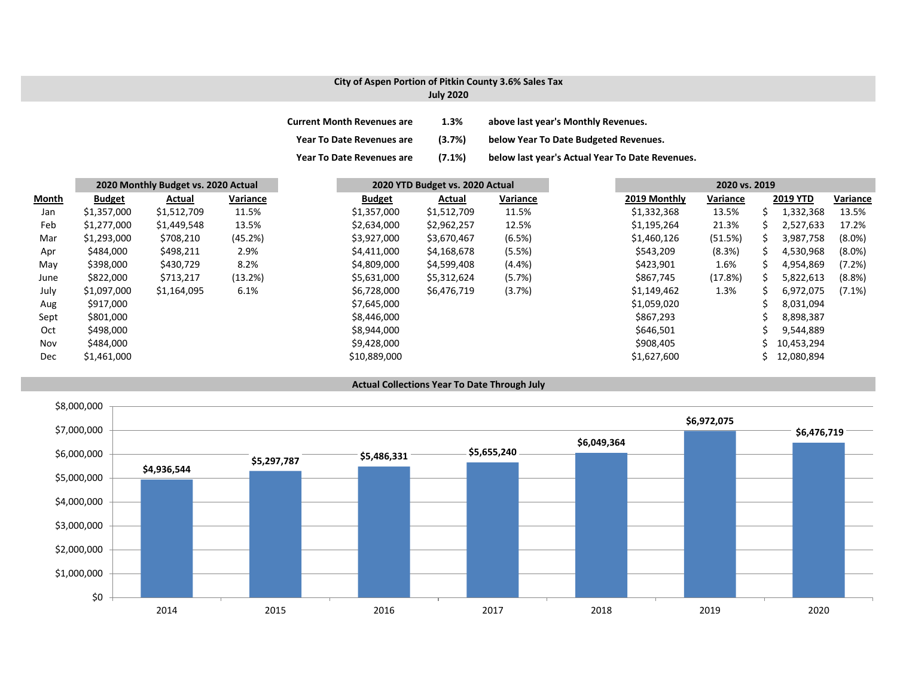## City of Aspen Portion of Pitkin County 3.6% Sales Tax
### July 2020

| | | |
|---|---|---|
| **Current Month Revenues are** | **1.3%** | **above last year's Monthly Revenues.** |
| **Year To Date Revenues are** | **(3.7%)** | **below Year To Date Budgeted Revenues.** |
| **Year To Date Revenues are** | **(7.1%)** | **below last year's Actual Year To Date Revenues.** |

| | 2020 Monthly Budget vs. 2020 Actual | | | 2020 YTD Budget vs. 2020 Actual | | | 2020 vs. 2019 | | | |
|---|---|---|---|---|---|---|---|---|---|---|
| Month | Budget | Actual | Variance | Budget | Actual | Variance | 2019 Monthly | Variance | 2019 YTD | Variance |
| Jan | $1,357,000 | $1,512,709 | 11.5% | $1,357,000 | $1,512,709 | 11.5% | $1,332,368 | 13.5% | $ 1,332,368 | 13.5% |
| Feb | $1,277,000 | $1,449,548 | 13.5% | $2,634,000 | $2,962,257 | 12.5% | $1,195,264 | 21.3% | $ 2,527,633 | 17.2% |
| Mar | $1,293,000 | $708,210 | (45.2%) | $3,927,000 | $3,670,467 | (6.5%) | $1,460,126 | (51.5%) | $ 3,987,758 | (8.0%) |
| Apr | $484,000 | $498,211 | 2.9% | $4,411,000 | $4,168,678 | (5.5%) | $543,209 | (8.3%) | $ 4,530,968 | (8.0%) |
| May | $398,000 | $430,729 | 8.2% | $4,809,000 | $4,599,408 | (4.4%) | $423,901 | 1.6% | $ 4,954,869 | (7.2%) |
| June | $822,000 | $713,217 | (13.2%) | $5,631,000 | $5,312,624 | (5.7%) | $867,745 | (17.8%) | $ 5,822,613 | (8.8%) |
| July | $1,097,000 | $1,164,095 | 6.1% | $6,728,000 | $6,476,719 | (3.7%) | $1,149,462 | 1.3% | $ 6,972,075 | (7.1%) |
| Aug | $917,000 | | | $7,645,000 | | | $1,059,020 | | $ 8,031,094 | |
| Sept | $801,000 | | | $8,446,000 | | | $867,293 | | $ 8,898,387 | |
| Oct | $498,000 | | | $8,944,000 | | | $646,501 | | $ 9,544,889 | |
| Nov | $484,000 | | | $9,428,000 | | | $908,405 | | $ 10,453,294 | |
| Dec | $1,461,000 | | | $10,889,000 | | | $1,627,600 | | $ 12,080,894 | |

### Actual Collections Year To Date Through July

| Year | Amount |
|---|---|
| 2014 | $4,936,544 |
| 2015 | $5,297,787 |
| 2016 | $5,486,331 |
| 2017 | $5,655,240 |
| 2018 | $6,049,364 |
| 2019 | $6,972,075 |
| 2020 | $6,476,719 |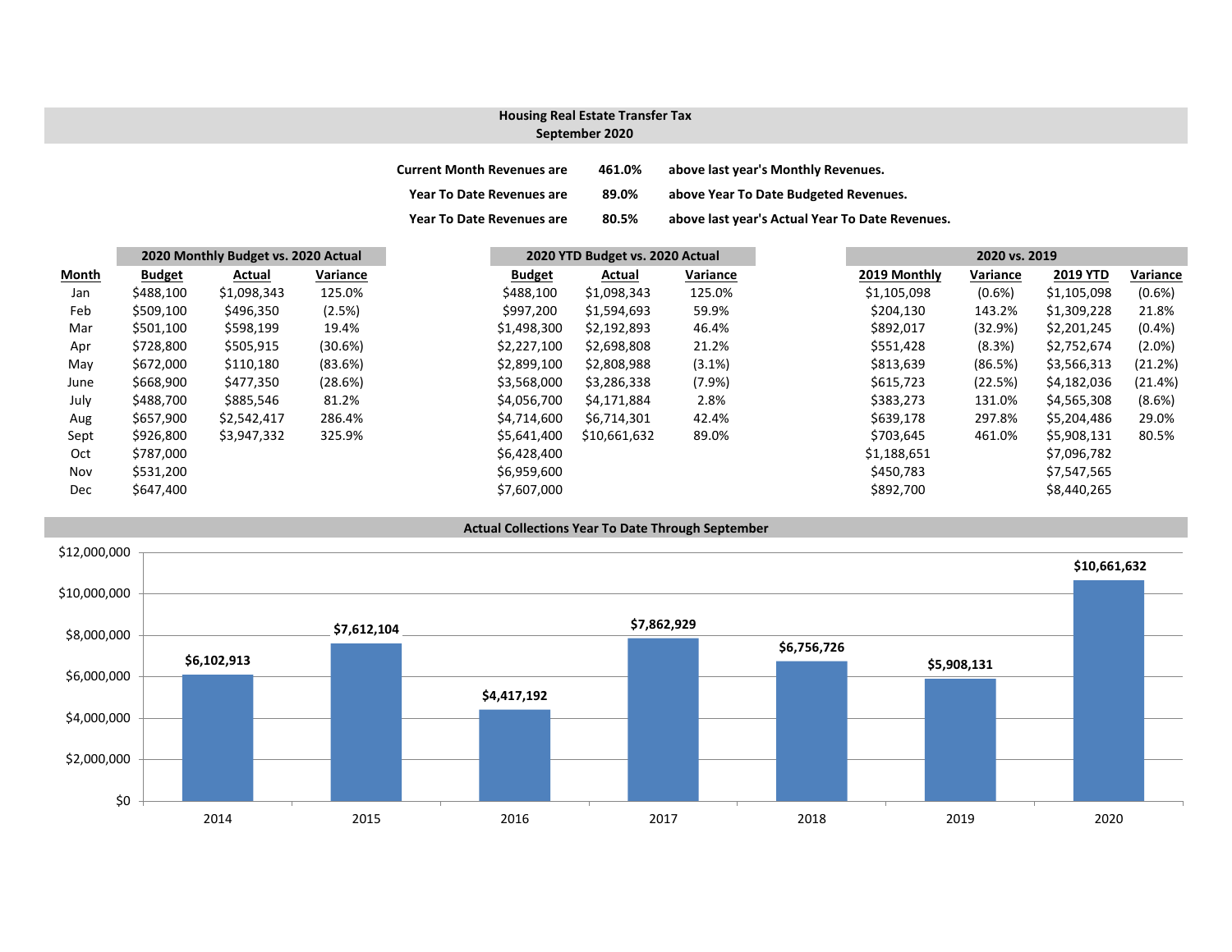## Housing Real Estate Transfer Tax
### September 2020

| | | |
|---|---|---|
| Current Month Revenues are | 461.0% | above last year's Monthly Revenues. |
| Year To Date Revenues are | 89.0% | above Year To Date Budgeted Revenues. |
| Year To Date Revenues are | 80.5% | above last year's Actual Year To Date Revenues. |

| | 2020 Monthly Budget vs. 2020 Actual | | | 2020 YTD Budget vs. 2020 Actual | | | 2020 vs. 2019 | | | |
|---|---|---|---|---|---|---|---|---|---|---|
| **Month** | **Budget** | **Actual** | **Variance** | **Budget** | **Actual** | **Variance** | **2019 Monthly** | **Variance** | **2019 YTD** | **Variance** |
| Jan | $488,100 | $1,098,343 | 125.0% | $488,100 | $1,098,343 | 125.0% | $1,105,098 | (0.6%) | $1,105,098 | (0.6%) |
| Feb | $509,100 | $496,350 | (2.5%) | $997,200 | $1,594,693 | 59.9% | $204,130 | 143.2% | $1,309,228 | 21.8% |
| Mar | $501,100 | $598,199 | 19.4% | $1,498,300 | $2,192,893 | 46.4% | $892,017 | (32.9%) | $2,201,245 | (0.4%) |
| Apr | $728,800 | $505,915 | (30.6%) | $2,227,100 | $2,698,808 | 21.2% | $551,428 | (8.3%) | $2,752,674 | (2.0%) |
| May | $672,000 | $110,180 | (83.6%) | $2,899,100 | $2,808,988 | (3.1%) | $813,639 | (86.5%) | $3,566,313 | (21.2%) |
| June | $668,900 | $477,350 | (28.6%) | $3,568,000 | $3,286,338 | (7.9%) | $615,723 | (22.5%) | $4,182,036 | (21.4%) |
| July | $488,700 | $885,546 | 81.2% | $4,056,700 | $4,171,884 | 2.8% | $383,273 | 131.0% | $4,565,308 | (8.6%) |
| Aug | $657,900 | $2,542,417 | 286.4% | $4,714,600 | $6,714,301 | 42.4% | $639,178 | 297.8% | $5,204,486 | 29.0% |
| Sept | $926,800 | $3,947,332 | 325.9% | $5,641,400 | $10,661,632 | 89.0% | $703,645 | 461.0% | $5,908,131 | 80.5% |
| Oct | $787,000 | | | $6,428,400 | | | $1,188,651 | | $7,096,782 | |
| Nov | $531,200 | | | $6,959,600 | | | $450,783 | | $7,547,565 | |
| Dec | $647,400 | | | $7,607,000 | | | $892,700 | | $8,440,265 | |

### Actual Collections Year To Date Through September

| Year | Collections |
|---|---|
| 2014 | $6,102,913 |
| 2015 | $7,612,104 |
| 2016 | $4,417,192 |
| 2017 | $7,862,929 |
| 2018 | $6,756,726 |
| 2019 | $5,908,131 |
| 2020 | $10,661,632 |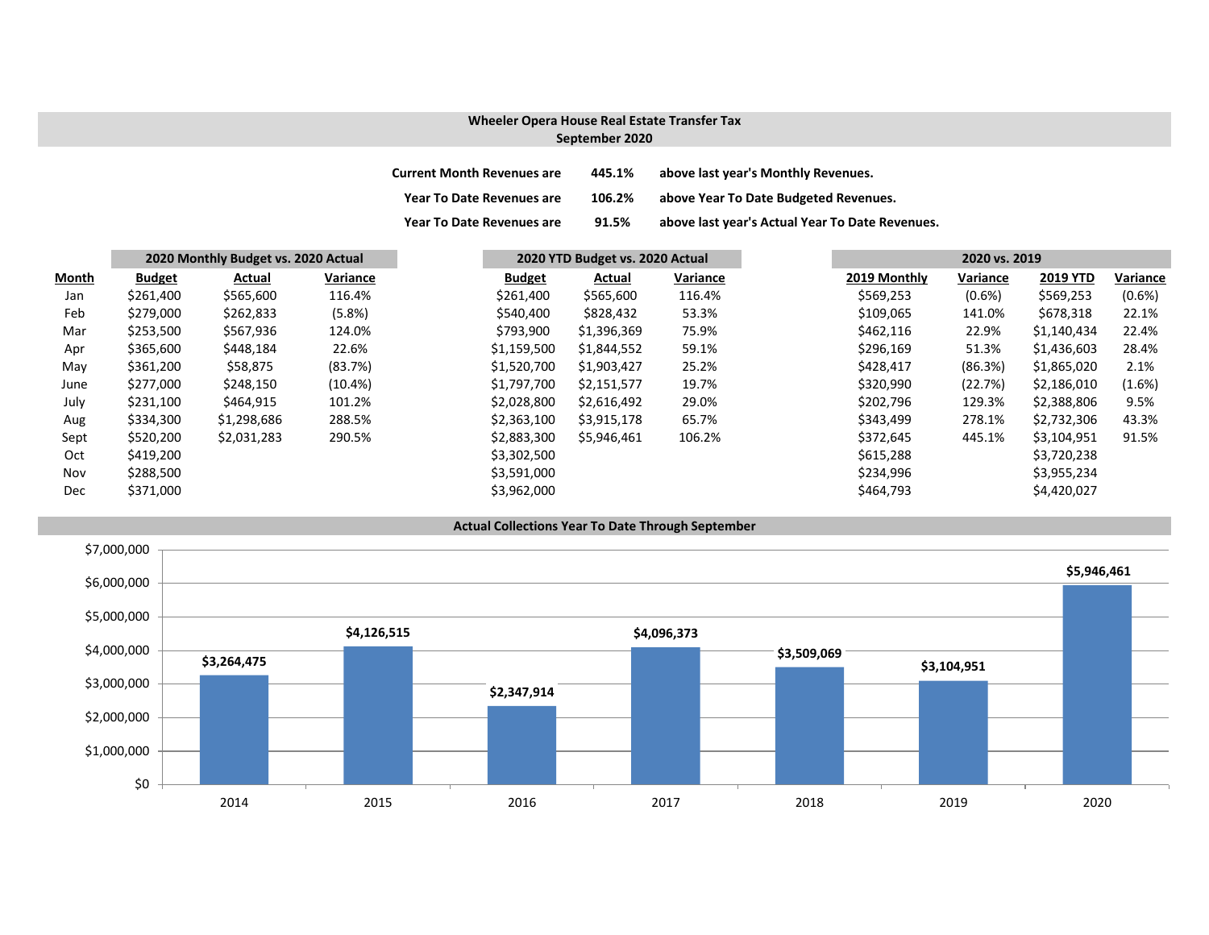# Wheeler Opera House Real Estate Transfer Tax
## September 2020

| | | |
|---|---|---|
| Current Month Revenues are | 445.1% | above last year's Monthly Revenues. |
| Year To Date Revenues are | 106.2% | above Year To Date Budgeted Revenues. |
| Year To Date Revenues are | 91.5% | above last year's Actual Year To Date Revenues. |

| | 2020 Monthly Budget vs. 2020 Actual | | | 2020 YTD Budget vs. 2020 Actual | | | 2020 vs. 2019 | | | |
|---|---|---|---|---|---|---|---|---|---|---|
| **Month** | **Budget** | **Actual** | **Variance** | **Budget** | **Actual** | **Variance** | **2019 Monthly** | **Variance** | **2019 YTD** | **Variance** |
| Jan | $261,400 | $565,600 | 116.4% | $261,400 | $565,600 | 116.4% | $569,253 | (0.6%) | $569,253 | (0.6%) |
| Feb | $279,000 | $262,833 | (5.8%) | $540,400 | $828,432 | 53.3% | $109,065 | 141.0% | $678,318 | 22.1% |
| Mar | $253,500 | $567,936 | 124.0% | $793,900 | $1,396,369 | 75.9% | $462,116 | 22.9% | $1,140,434 | 22.4% |
| Apr | $365,600 | $448,184 | 22.6% | $1,159,500 | $1,844,552 | 59.1% | $296,169 | 51.3% | $1,436,603 | 28.4% |
| May | $361,200 | $58,875 | (83.7%) | $1,520,700 | $1,903,427 | 25.2% | $428,417 | (86.3%) | $1,865,020 | 2.1% |
| June | $277,000 | $248,150 | (10.4%) | $1,797,700 | $2,151,577 | 19.7% | $320,990 | (22.7%) | $2,186,010 | (1.6%) |
| July | $231,100 | $464,915 | 101.2% | $2,028,800 | $2,616,492 | 29.0% | $202,796 | 129.3% | $2,388,806 | 9.5% |
| Aug | $334,300 | $1,298,686 | 288.5% | $2,363,100 | $3,915,178 | 65.7% | $343,499 | 278.1% | $2,732,306 | 43.3% |
| Sept | $520,200 | $2,031,283 | 290.5% | $2,883,300 | $5,946,461 | 106.2% | $372,645 | 445.1% | $3,104,951 | 91.5% |
| Oct | $419,200 | | | $3,302,500 | | | $615,288 | | $3,720,238 | |
| Nov | $288,500 | | | $3,591,000 | | | $234,996 | | $3,955,234 | |
| Dec | $371,000 | | | $3,962,000 | | | $464,793 | | $4,420,027 | |

## Actual Collections Year To Date Through September

$7,000,000
$6,000,000
$5,000,000
$4,000,000
$3,000,000
$2,000,000
$1,000,000
$0

2014: $3,264,475
2015: $4,126,515
2016: $2,347,914
2017: $4,096,373
2018: $3,509,069
2019: $3,104,951
2020: $5,946,461